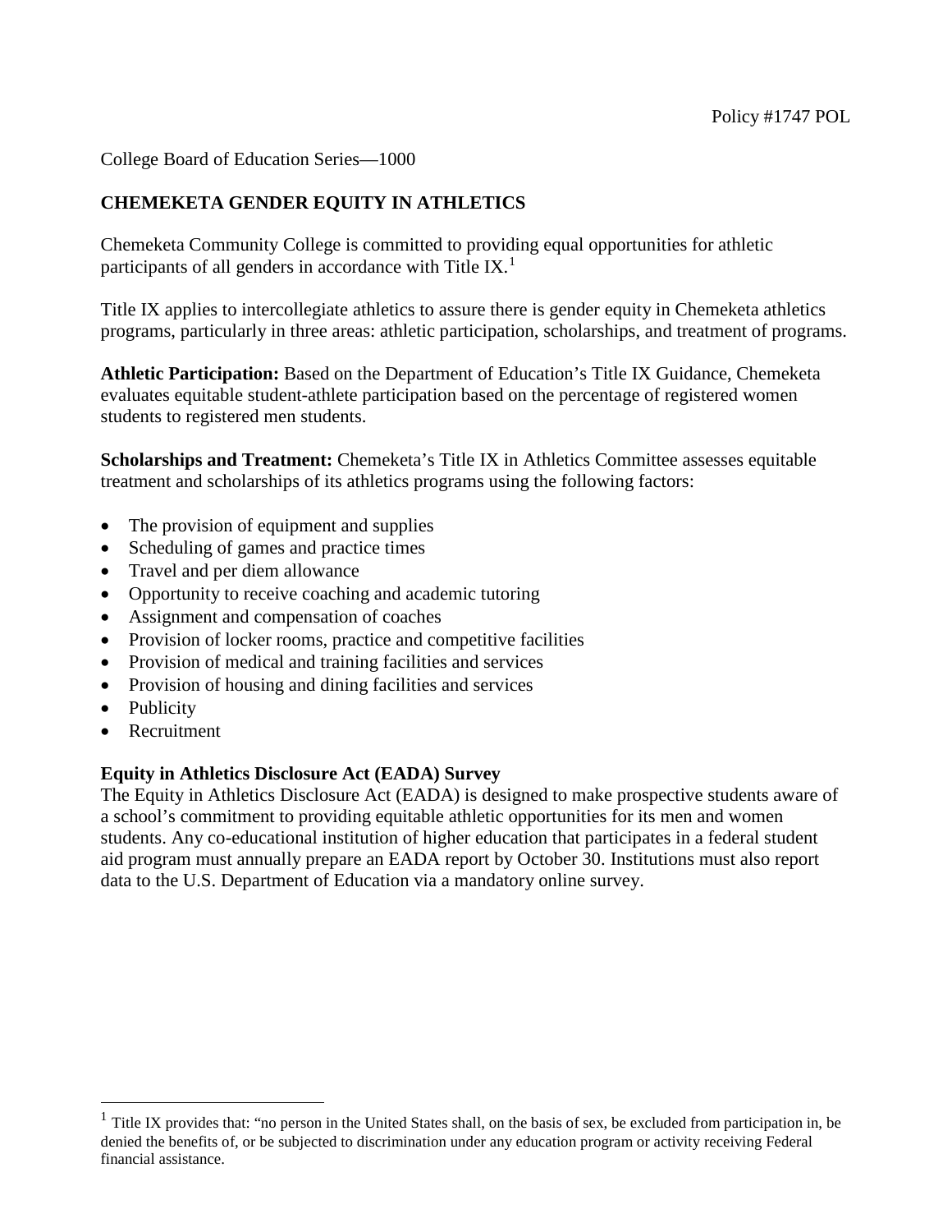Policy #1747 POL

College Board of Education Series—1000

**CHEMEKETA GENDER EQUITY IN ATHLETICS**

Chemeketa Community College is committed to providing equal opportunities for athletic participants of all genders in accordance with Title IX.[1]

Title IX applies to intercollegiate athletics to assure there is gender equity in Chemeketa athletics programs, particularly in three areas: athletic participation, scholarships, and treatment of programs.

**Athletic Participation:** Based on the Department of Education's Title IX Guidance, Chemeketa evaluates equitable student-athlete participation based on the percentage of registered women students to registered men students.

**Scholarships and Treatment:** Chemeketa's Title IX in Athletics Committee assesses equitable treatment and scholarships of its athletics programs using the following factors:

- The provision of equipment and supplies
- Scheduling of games and practice times
- Travel and per diem allowance
- Opportunity to receive coaching and academic tutoring
- Assignment and compensation of coaches
- Provision of locker rooms, practice and competitive facilities
- Provision of medical and training facilities and services
- Provision of housing and dining facilities and services
- Publicity
- Recruitment

**Equity in Athletics Disclosure Act (EADA) Survey**

The Equity in Athletics Disclosure Act (EADA) is designed to make prospective students aware of a school's commitment to providing equitable athletic opportunities for its men and women students. Any co-educational institution of higher education that participates in a federal student aid program must annually prepare an EADA report by October 30. Institutions must also report data to the U.S. Department of Education via a mandatory online survey.

[1] Title IX provides that: "no person in the United States shall, on the basis of sex, be excluded from participation in, be denied the benefits of, or be subjected to discrimination under any education program or activity receiving Federal financial assistance.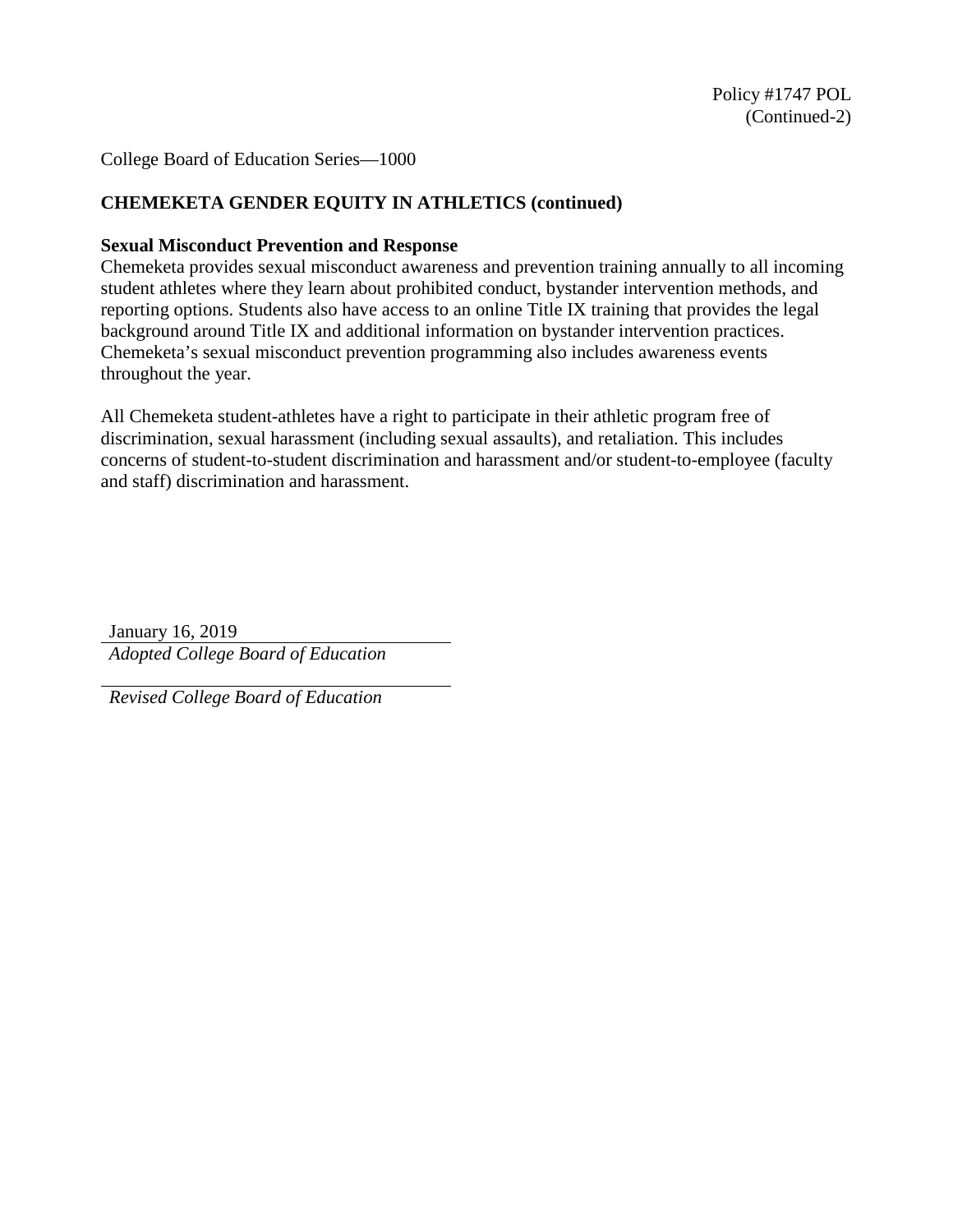College Board of Education Series—1000

**CHEMEKETA GENDER EQUITY IN ATHLETICS (continued)**

**Sexual Misconduct Prevention and Response**

Chemeketa provides sexual misconduct awareness and prevention training annually to all incoming student athletes where they learn about prohibited conduct, bystander intervention methods, and reporting options. Students also have access to an online Title IX training that provides the legal background around Title IX and additional information on bystander intervention practices. Chemeketa's sexual misconduct prevention programming also includes awareness events throughout the year.

All Chemeketa student-athletes have a right to participate in their athletic program free of discrimination, sexual harassment (including sexual assaults), and retaliation. This includes concerns of student-to-student discrimination and harassment and/or student-to-employee (faculty and staff) discrimination and harassment.

January 16, 2019
*Adopted College Board of Education*

*Revised College Board of Education*